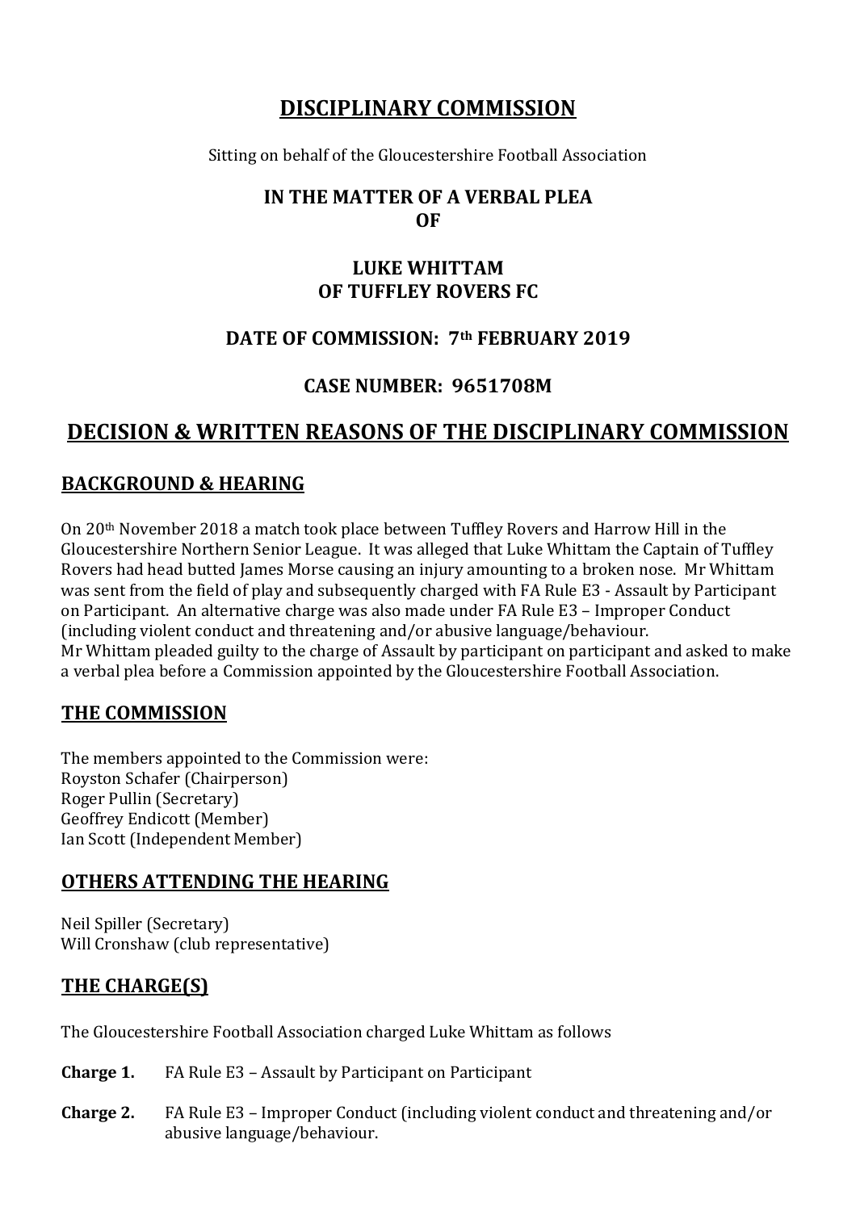# DISCIPLINARY COMMISSION

Sitting on behalf of the Gloucestershire Football Association

## IN THE MATTER OF A VERBAL PLEA OF

## LUKE WHITTAM OF TUFFLEY ROVERS FC

## DATE OF COMMISSION: 7th FEBRUARY 2019

## CASE NUMBER: 9651708M

# DECISION & WRITTEN REASONS OF THE DISCIPLINARY COMMISSION

## BACKGROUND & HEARING

On 20th November 2018 a match took place between Tuffley Rovers and Harrow Hill in the Gloucestershire Northern Senior League. It was alleged that Luke Whittam the Captain of Tuffley Rovers had head butted James Morse causing an injury amounting to a broken nose. Mr Whittam was sent from the field of play and subsequently charged with FA Rule E3 - Assault by Participant on Participant. An alternative charge was also made under FA Rule E3 – Improper Conduct (including violent conduct and threatening and/or abusive language/behaviour.
Mr Whittam pleaded guilty to the charge of Assault by participant on participant and asked to make a verbal plea before a Commission appointed by the Gloucestershire Football Association.

## THE COMMISSION

The members appointed to the Commission were:
Royston Schafer (Chairperson)
Roger Pullin (Secretary)
Geoffrey Endicott (Member)
Ian Scott (Independent Member)

## OTHERS ATTENDING THE HEARING

Neil Spiller (Secretary)
Will Cronshaw (club representative)

## THE CHARGE(S)

The Gloucestershire Football Association charged Luke Whittam as follows

**Charge 1.** FA Rule E3 – Assault by Participant on Participant

**Charge 2.** FA Rule E3 – Improper Conduct (including violent conduct and threatening and/or abusive language/behaviour.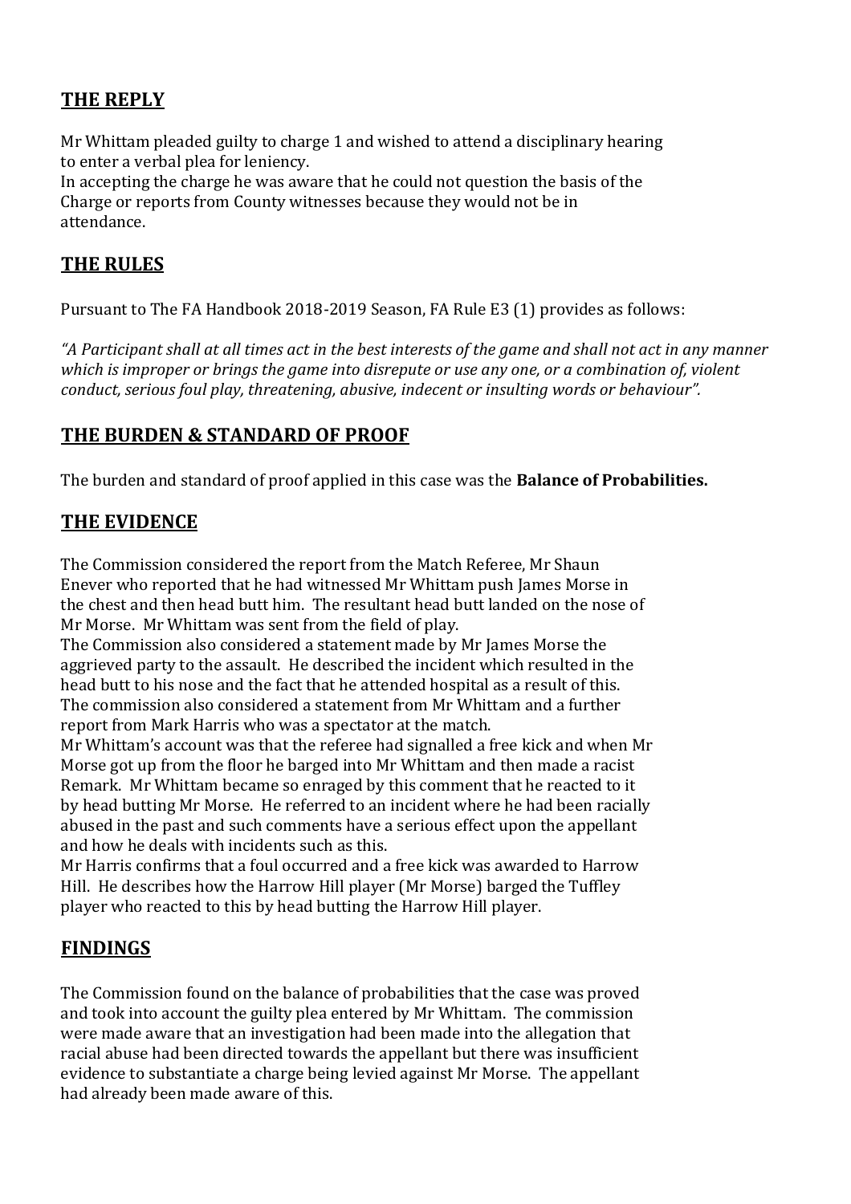## THE REPLY

Mr Whittam pleaded guilty to charge 1 and wished to attend a disciplinary hearing to enter a verbal plea for leniency.
In accepting the charge he was aware that he could not question the basis of the Charge or reports from County witnesses because they would not be in attendance.

## THE RULES

Pursuant to The FA Handbook 2018-2019 Season, FA Rule E3 (1) provides as follows:

*"A Participant shall at all times act in the best interests of the game and shall not act in any manner which is improper or brings the game into disrepute or use any one, or a combination of, violent conduct, serious foul play, threatening, abusive, indecent or insulting words or behaviour".*

## THE BURDEN & STANDARD OF PROOF

The burden and standard of proof applied in this case was the **Balance of Probabilities.**

## THE EVIDENCE

The Commission considered the report from the Match Referee, Mr Shaun Enever who reported that he had witnessed Mr Whittam push James Morse in the chest and then head butt him. The resultant head butt landed on the nose of Mr Morse. Mr Whittam was sent from the field of play.
The Commission also considered a statement made by Mr James Morse the aggrieved party to the assault. He described the incident which resulted in the head butt to his nose and the fact that he attended hospital as a result of this.
The commission also considered a statement from Mr Whittam and a further report from Mark Harris who was a spectator at the match.
Mr Whittam's account was that the referee had signalled a free kick and when Mr Morse got up from the floor he barged into Mr Whittam and then made a racist Remark. Mr Whittam became so enraged by this comment that he reacted to it by head butting Mr Morse. He referred to an incident where he had been racially abused in the past and such comments have a serious effect upon the appellant and how he deals with incidents such as this.
Mr Harris confirms that a foul occurred and a free kick was awarded to Harrow Hill. He describes how the Harrow Hill player (Mr Morse) barged the Tuffley player who reacted to this by head butting the Harrow Hill player.

## FINDINGS

The Commission found on the balance of probabilities that the case was proved and took into account the guilty plea entered by Mr Whittam. The commission were made aware that an investigation had been made into the allegation that racial abuse had been directed towards the appellant but there was insufficient evidence to substantiate a charge being levied against Mr Morse. The appellant had already been made aware of this.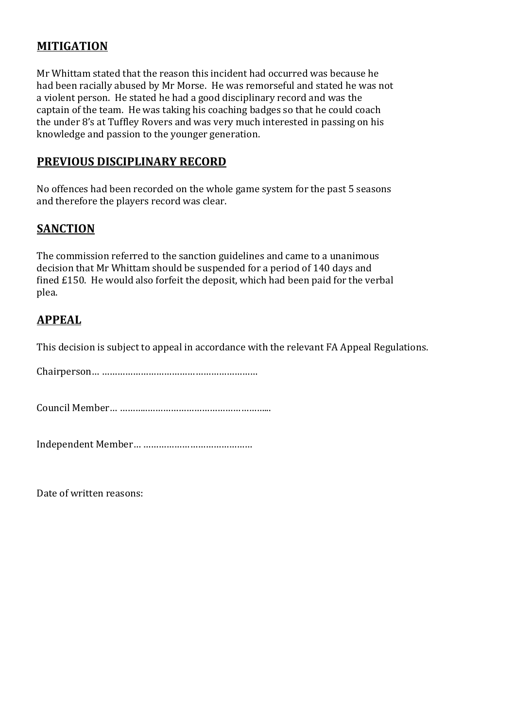## MITIGATION

Mr Whittam stated that the reason this incident had occurred was because he had been racially abused by Mr Morse. He was remorseful and stated he was not a violent person. He stated he had a good disciplinary record and was the captain of the team. He was taking his coaching badges so that he could coach the under 8's at Tuffley Rovers and was very much interested in passing on his knowledge and passion to the younger generation.

## PREVIOUS DISCIPLINARY RECORD

No offences had been recorded on the whole game system for the past 5 seasons and therefore the players record was clear.

## SANCTION

The commission referred to the sanction guidelines and came to a unanimous decision that Mr Whittam should be suspended for a period of 140 days and fined £150. He would also forfeit the deposit, which had been paid for the verbal plea.

## APPEAL

This decision is subject to appeal in accordance with the relevant FA Appeal Regulations.

Chairperson… ……………………………………………………

Council Member… ………………………………………………....

Independent Member… ……………………………………

Date of written reasons: